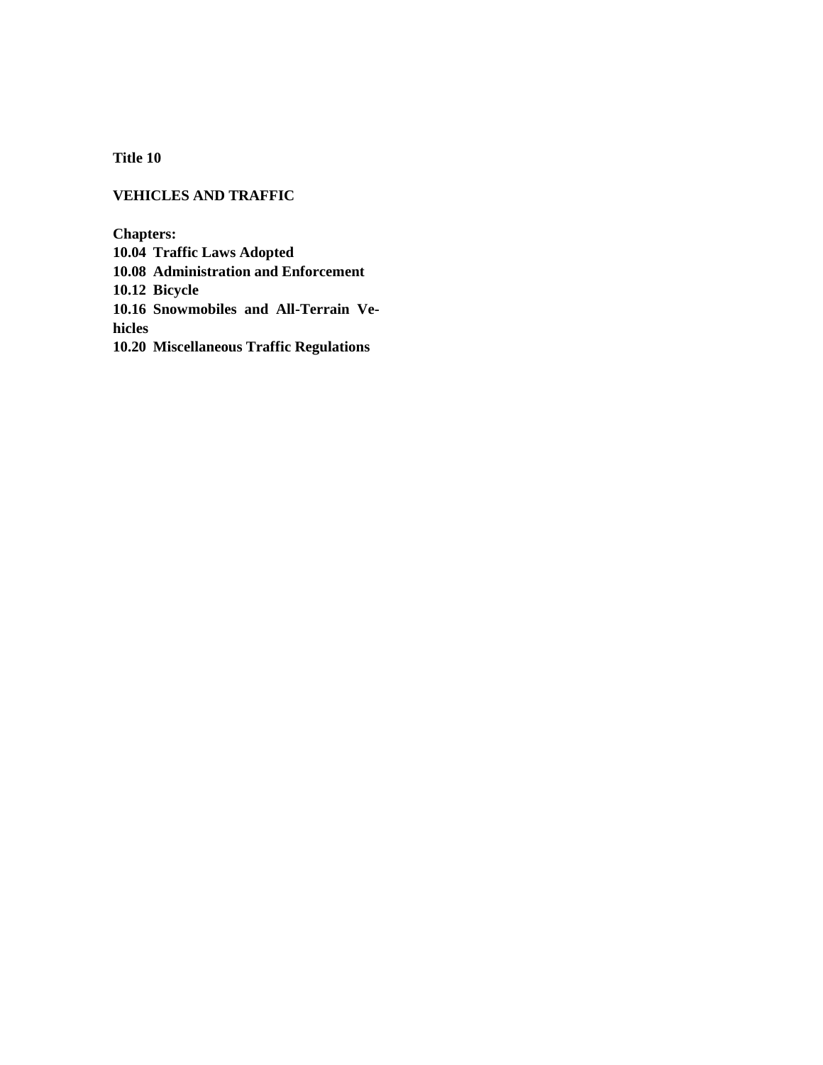# Title 10

## VEHICLES AND TRAFFIC

**Chapters:**

**10.04 Traffic Laws Adopted**
**10.08 Administration and Enforcement**
**10.12 Bicycle**
**10.16 Snowmobiles and All-Terrain Vehicles**
**10.20 Miscellaneous Traffic Regulations**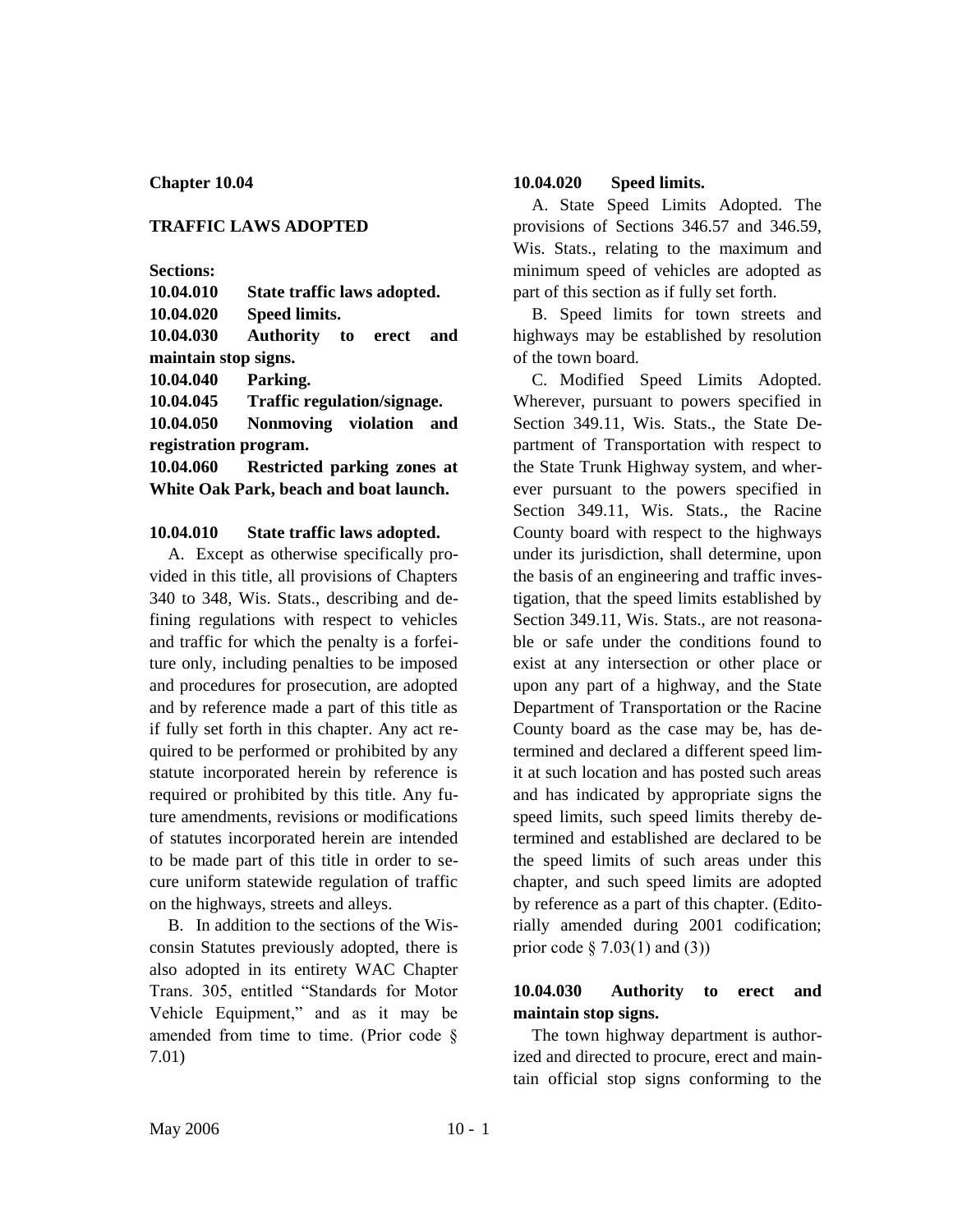# Chapter 10.04

## TRAFFIC LAWS ADOPTED

**Sections:**

**10.04.010 State traffic laws adopted.**
**10.04.020 Speed limits.**
**10.04.030 Authority to erect and maintain stop signs.**
**10.04.040 Parking.**
**10.04.045 Traffic regulation/signage.**
**10.04.050 Nonmoving violation and registration program.**
**10.04.060 Restricted parking zones at White Oak Park, beach and boat launch.**

### 10.04.010 State traffic laws adopted.

A. Except as otherwise specifically provided in this title, all provisions of Chapters 340 to 348, Wis. Stats., describing and defining regulations with respect to vehicles and traffic for which the penalty is a forfeiture only, including penalties to be imposed and procedures for prosecution, are adopted and by reference made a part of this title as if fully set forth in this chapter. Any act required to be performed or prohibited by any statute incorporated herein by reference is required or prohibited by this title. Any future amendments, revisions or modifications of statutes incorporated herein are intended to be made part of this title in order to secure uniform statewide regulation of traffic on the highways, streets and alleys.

B. In addition to the sections of the Wisconsin Statutes previously adopted, there is also adopted in its entirety WAC Chapter Trans. 305, entitled "Standards for Motor Vehicle Equipment," and as it may be amended from time to time. (Prior code § 7.01)

### 10.04.020 Speed limits.

A. State Speed Limits Adopted. The provisions of Sections 346.57 and 346.59, Wis. Stats., relating to the maximum and minimum speed of vehicles are adopted as part of this section as if fully set forth.

B. Speed limits for town streets and highways may be established by resolution of the town board.

C. Modified Speed Limits Adopted. Wherever, pursuant to powers specified in Section 349.11, Wis. Stats., the State Department of Transportation with respect to the State Trunk Highway system, and wherever pursuant to the powers specified in Section 349.11, Wis. Stats., the Racine County board with respect to the highways under its jurisdiction, shall determine, upon the basis of an engineering and traffic investigation, that the speed limits established by Section 349.11, Wis. Stats., are not reasonable or safe under the conditions found to exist at any intersection or other place or upon any part of a highway, and the State Department of Transportation or the Racine County board as the case may be, has determined and declared a different speed limit at such location and has posted such areas and has indicated by appropriate signs the speed limits, such speed limits thereby determined and established are declared to be the speed limits of such areas under this chapter, and such speed limits are adopted by reference as a part of this chapter. (Editorially amended during 2001 codification; prior code § 7.03(1) and (3))

### 10.04.030 Authority to erect and maintain stop signs.

The town highway department is authorized and directed to procure, erect and maintain official stop signs conforming to the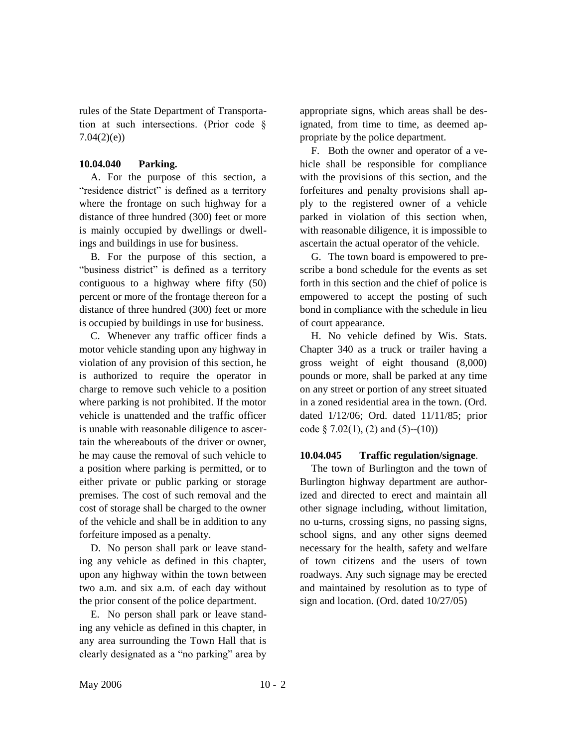rules of the State Department of Transportation at such intersections. (Prior code § 7.04(2)(e))

**10.04.040 Parking.**

A. For the purpose of this section, a "residence district" is defined as a territory where the frontage on such highway for a distance of three hundred (300) feet or more is mainly occupied by dwellings or dwellings and buildings in use for business.

B. For the purpose of this section, a "business district" is defined as a territory contiguous to a highway where fifty (50) percent or more of the frontage thereon for a distance of three hundred (300) feet or more is occupied by buildings in use for business.

C. Whenever any traffic officer finds a motor vehicle standing upon any highway in violation of any provision of this section, he is authorized to require the operator in charge to remove such vehicle to a position where parking is not prohibited. If the motor vehicle is unattended and the traffic officer is unable with reasonable diligence to ascertain the whereabouts of the driver or owner, he may cause the removal of such vehicle to a position where parking is permitted, or to either private or public parking or storage premises. The cost of such removal and the cost of storage shall be charged to the owner of the vehicle and shall be in addition to any forfeiture imposed as a penalty.

D. No person shall park or leave standing any vehicle as defined in this chapter, upon any highway within the town between two a.m. and six a.m. of each day without the prior consent of the police department.

E. No person shall park or leave standing any vehicle as defined in this chapter, in any area surrounding the Town Hall that is clearly designated as a "no parking" area by appropriate signs, which areas shall be designated, from time to time, as deemed appropriate by the police department.

F. Both the owner and operator of a vehicle shall be responsible for compliance with the provisions of this section, and the forfeitures and penalty provisions shall apply to the registered owner of a vehicle parked in violation of this section when, with reasonable diligence, it is impossible to ascertain the actual operator of the vehicle.

G. The town board is empowered to prescribe a bond schedule for the events as set forth in this section and the chief of police is empowered to accept the posting of such bond in compliance with the schedule in lieu of court appearance.

H. No vehicle defined by Wis. Stats. Chapter 340 as a truck or trailer having a gross weight of eight thousand (8,000) pounds or more, shall be parked at any time on any street or portion of any street situated in a zoned residential area in the town. (Ord. dated 1/12/06; Ord. dated 11/11/85; prior code § 7.02(1), (2) and (5)--(10))

**10.04.045 Traffic regulation/signage**.

The town of Burlington and the town of Burlington highway department are authorized and directed to erect and maintain all other signage including, without limitation, no u-turns, crossing signs, no passing signs, school signs, and any other signs deemed necessary for the health, safety and welfare of town citizens and the users of town roadways. Any such signage may be erected and maintained by resolution as to type of sign and location. (Ord. dated 10/27/05)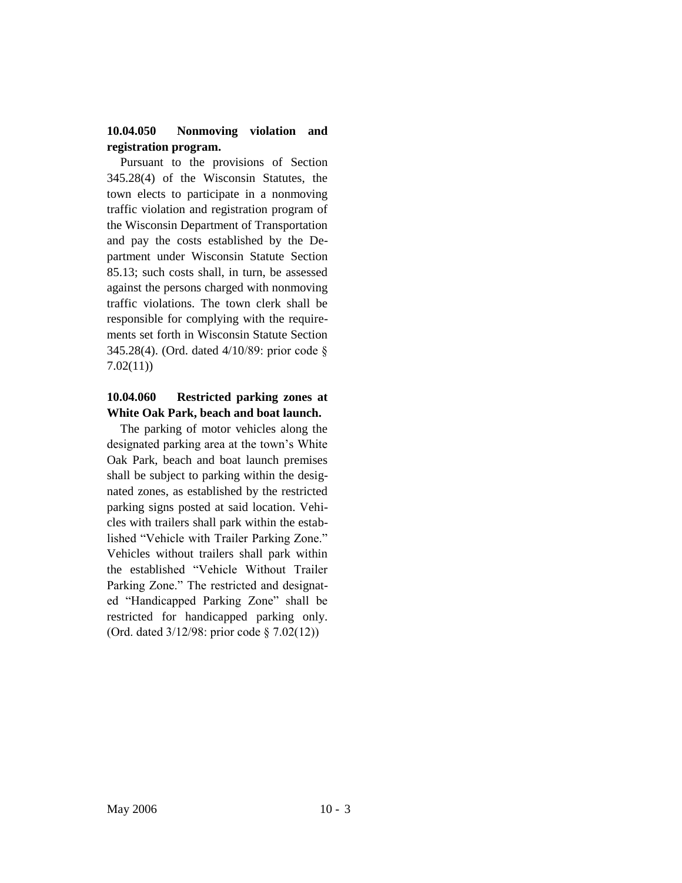**10.04.050 Nonmoving violation and registration program.**

Pursuant to the provisions of Section 345.28(4) of the Wisconsin Statutes, the town elects to participate in a nonmoving traffic violation and registration program of the Wisconsin Department of Transportation and pay the costs established by the Department under Wisconsin Statute Section 85.13; such costs shall, in turn, be assessed against the persons charged with nonmoving traffic violations. The town clerk shall be responsible for complying with the requirements set forth in Wisconsin Statute Section 345.28(4). (Ord. dated 4/10/89: prior code § 7.02(11))

**10.04.060 Restricted parking zones at White Oak Park, beach and boat launch.**

The parking of motor vehicles along the designated parking area at the town's White Oak Park, beach and boat launch premises shall be subject to parking within the designated zones, as established by the restricted parking signs posted at said location. Vehicles with trailers shall park within the established "Vehicle with Trailer Parking Zone." Vehicles without trailers shall park within the established "Vehicle Without Trailer Parking Zone." The restricted and designated "Handicapped Parking Zone" shall be restricted for handicapped parking only. (Ord. dated 3/12/98: prior code § 7.02(12))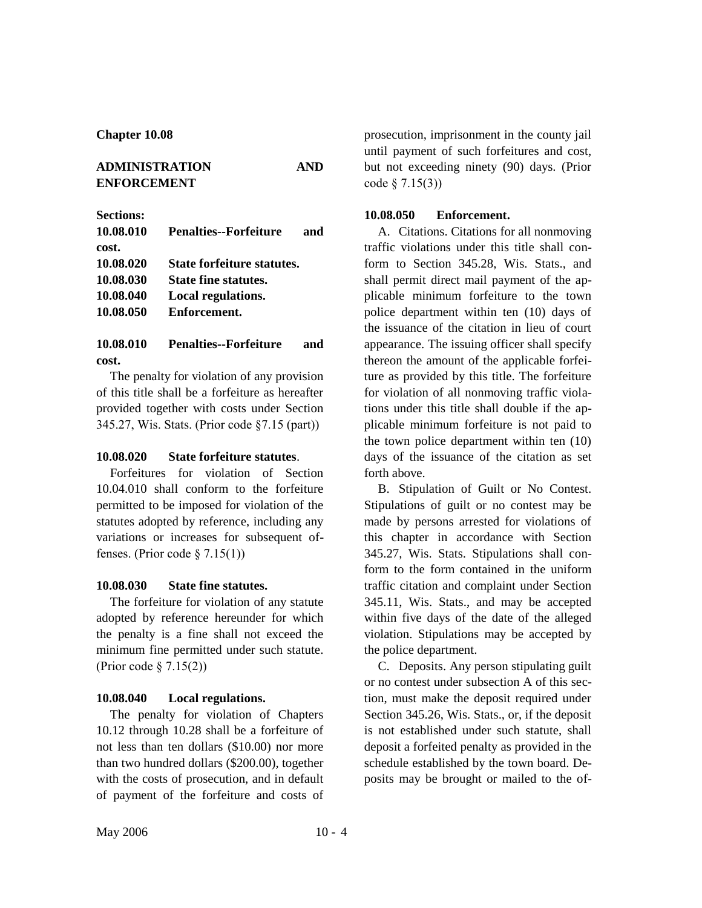## Chapter 10.08

## ADMINISTRATION AND ENFORCEMENT

**Sections:**

**10.08.010 Penalties--Forfeiture and cost.**
**10.08.020 State forfeiture statutes.**
**10.08.030 State fine statutes.**
**10.08.040 Local regulations.**
**10.08.050 Enforcement.**

### 10.08.010 Penalties--Forfeiture and cost.

The penalty for violation of any provision of this title shall be a forfeiture as hereafter provided together with costs under Section 345.27, Wis. Stats. (Prior code §7.15 (part))

### 10.08.020 State forfeiture statutes.

Forfeitures for violation of Section 10.04.010 shall conform to the forfeiture permitted to be imposed for violation of the statutes adopted by reference, including any variations or increases for subsequent offenses. (Prior code § 7.15(1))

### 10.08.030 State fine statutes.

The forfeiture for violation of any statute adopted by reference hereunder for which the penalty is a fine shall not exceed the minimum fine permitted under such statute. (Prior code § 7.15(2))

### 10.08.040 Local regulations.

The penalty for violation of Chapters 10.12 through 10.28 shall be a forfeiture of not less than ten dollars ($10.00) nor more than two hundred dollars ($200.00), together with the costs of prosecution, and in default of payment of the forfeiture and costs of prosecution, imprisonment in the county jail until payment of such forfeitures and cost, but not exceeding ninety (90) days. (Prior code § 7.15(3))

### 10.08.050 Enforcement.

A. Citations. Citations for all nonmoving traffic violations under this title shall conform to Section 345.28, Wis. Stats., and shall permit direct mail payment of the applicable minimum forfeiture to the town police department within ten (10) days of the issuance of the citation in lieu of court appearance. The issuing officer shall specify thereon the amount of the applicable forfeiture as provided by this title. The forfeiture for violation of all nonmoving traffic violations under this title shall double if the applicable minimum forfeiture is not paid to the town police department within ten (10) days of the issuance of the citation as set forth above.

B. Stipulation of Guilt or No Contest. Stipulations of guilt or no contest may be made by persons arrested for violations of this chapter in accordance with Section 345.27, Wis. Stats. Stipulations shall conform to the form contained in the uniform traffic citation and complaint under Section 345.11, Wis. Stats., and may be accepted within five days of the date of the alleged violation. Stipulations may be accepted by the police department.

C. Deposits. Any person stipulating guilt or no contest under subsection A of this section, must make the deposit required under Section 345.26, Wis. Stats., or, if the deposit is not established under such statute, shall deposit a forfeited penalty as provided in the schedule established by the town board. Deposits may be brought or mailed to the of-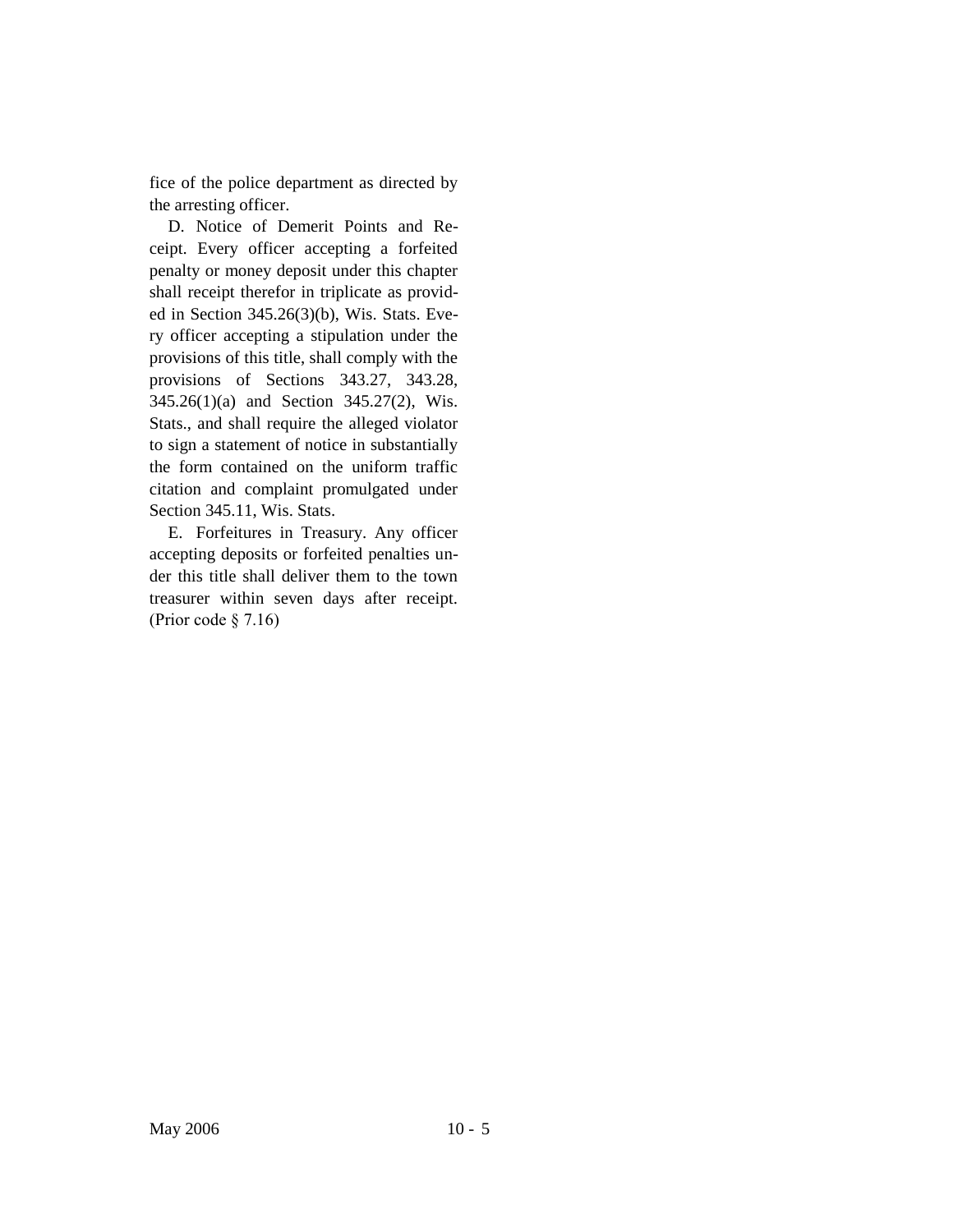fice of the police department as directed by the arresting officer.

D. Notice of Demerit Points and Receipt. Every officer accepting a forfeited penalty or money deposit under this chapter shall receipt therefor in triplicate as provided in Section 345.26(3)(b), Wis. Stats. Every officer accepting a stipulation under the provisions of this title, shall comply with the provisions of Sections 343.27, 343.28, 345.26(1)(a) and Section 345.27(2), Wis. Stats., and shall require the alleged violator to sign a statement of notice in substantially the form contained on the uniform traffic citation and complaint promulgated under Section 345.11, Wis. Stats.

E. Forfeitures in Treasury. Any officer accepting deposits or forfeited penalties under this title shall deliver them to the town treasurer within seven days after receipt. (Prior code § 7.16)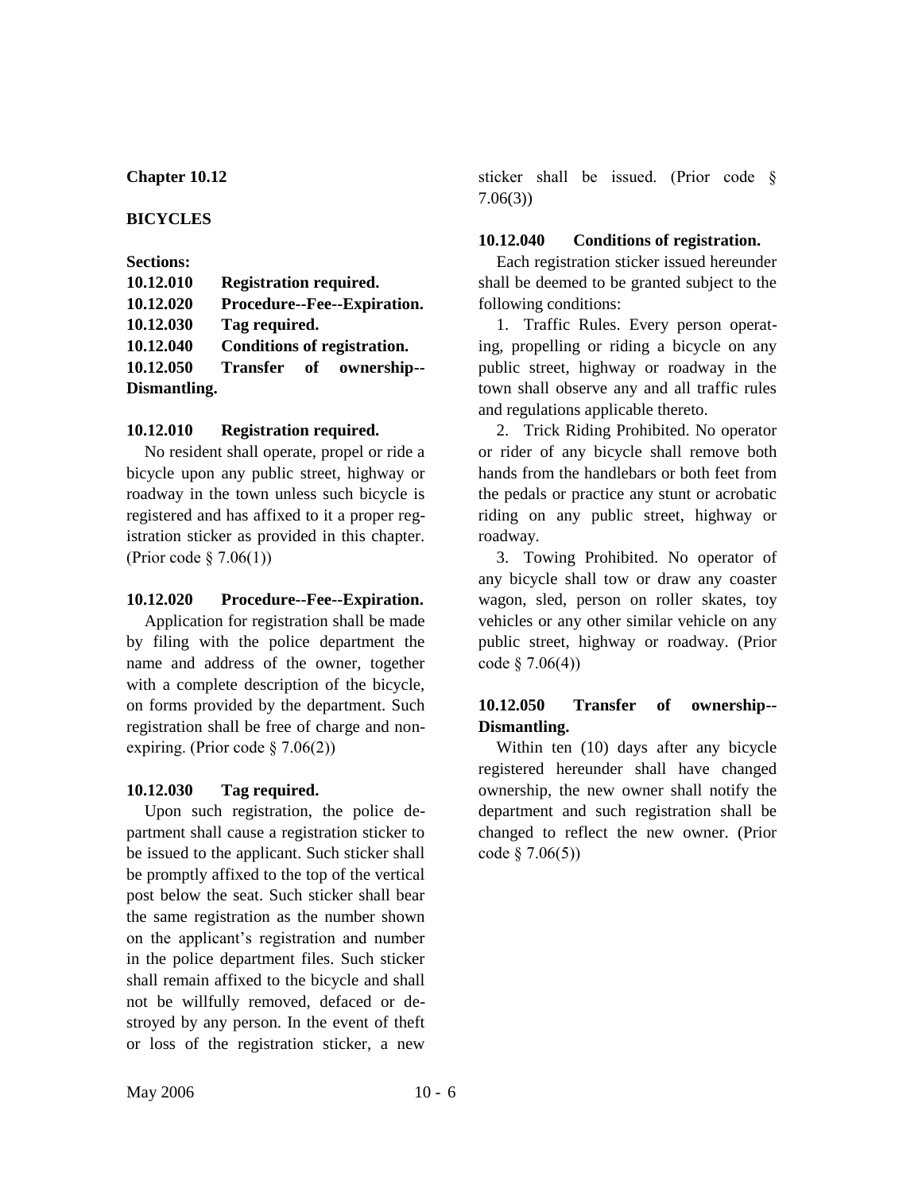**Chapter 10.12**

**BICYCLES**

**Sections:**

**10.12.010 Registration required.**
**10.12.020 Procedure--Fee--Expiration.**
**10.12.030 Tag required.**
**10.12.040 Conditions of registration.**
**10.12.050 Transfer of ownership--Dismantling.**

**10.12.010 Registration required.**

No resident shall operate, propel or ride a bicycle upon any public street, highway or roadway in the town unless such bicycle is registered and has affixed to it a proper registration sticker as provided in this chapter. (Prior code § 7.06(1))

**10.12.020 Procedure--Fee--Expiration.**

Application for registration shall be made by filing with the police department the name and address of the owner, together with a complete description of the bicycle, on forms provided by the department. Such registration shall be free of charge and non-expiring. (Prior code § 7.06(2))

**10.12.030 Tag required.**

Upon such registration, the police department shall cause a registration sticker to be issued to the applicant. Such sticker shall be promptly affixed to the top of the vertical post below the seat. Such sticker shall bear the same registration as the number shown on the applicant's registration and number in the police department files. Such sticker shall remain affixed to the bicycle and shall not be willfully removed, defaced or destroyed by any person. In the event of theft or loss of the registration sticker, a new sticker shall be issued. (Prior code § 7.06(3))

**10.12.040 Conditions of registration.**

Each registration sticker issued hereunder shall be deemed to be granted subject to the following conditions:

1. Traffic Rules. Every person operating, propelling or riding a bicycle on any public street, highway or roadway in the town shall observe any and all traffic rules and regulations applicable thereto.

2. Trick Riding Prohibited. No operator or rider of any bicycle shall remove both hands from the handlebars or both feet from the pedals or practice any stunt or acrobatic riding on any public street, highway or roadway.

3. Towing Prohibited. No operator of any bicycle shall tow or draw any coaster wagon, sled, person on roller skates, toy vehicles or any other similar vehicle on any public street, highway or roadway. (Prior code § 7.06(4))

**10.12.050 Transfer of ownership--Dismantling.**

Within ten (10) days after any bicycle registered hereunder shall have changed ownership, the new owner shall notify the department and such registration shall be changed to reflect the new owner. (Prior code § 7.06(5))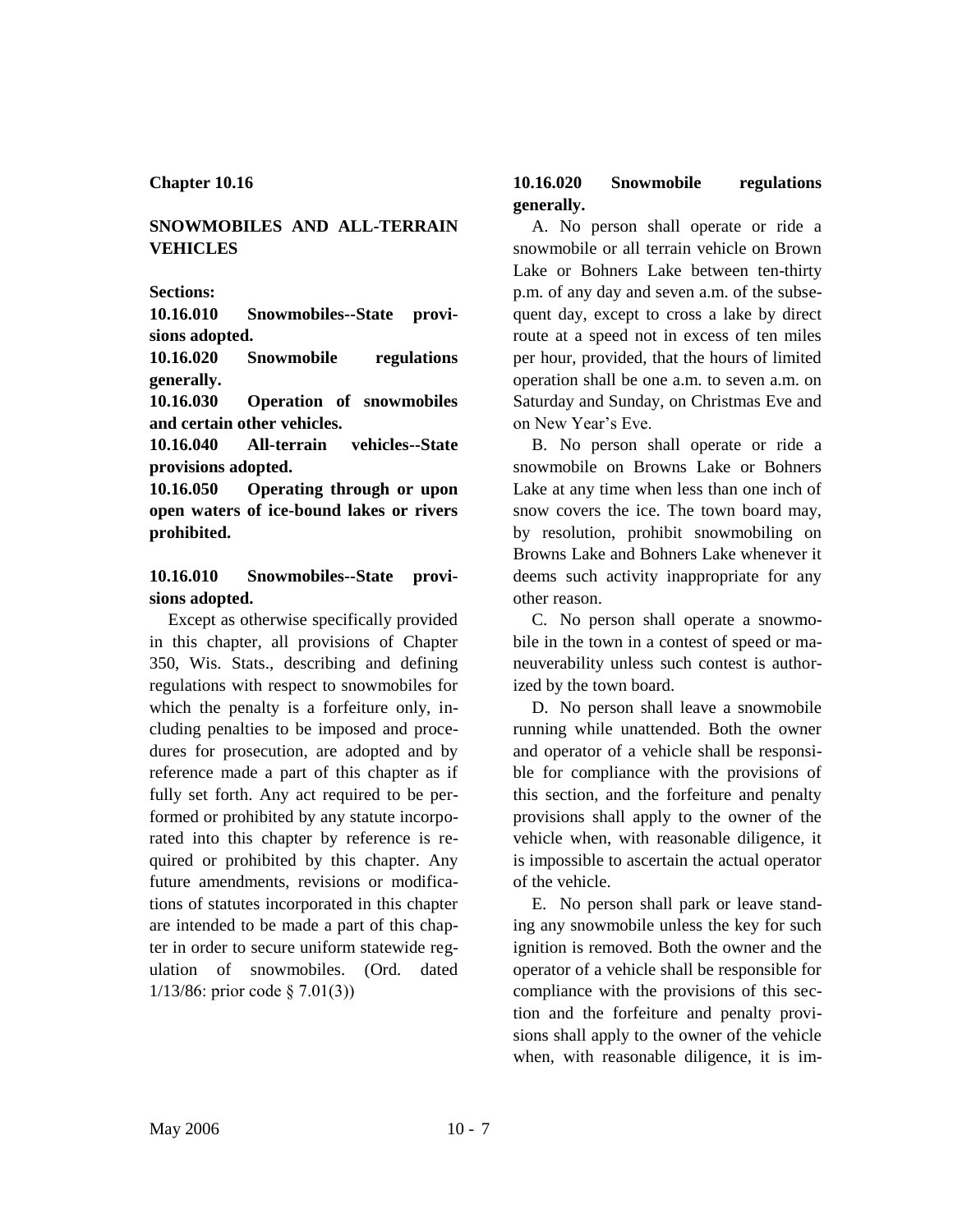## Chapter 10.16

## SNOWMOBILES AND ALL-TERRAIN VEHICLES

**Sections:**

**10.16.010 Snowmobiles--State provisions adopted.**
**10.16.020 Snowmobile regulations generally.**
**10.16.030 Operation of snowmobiles and certain other vehicles.**
**10.16.040 All-terrain vehicles--State provisions adopted.**
**10.16.050 Operating through or upon open waters of ice-bound lakes or rivers prohibited.**

### 10.16.010 Snowmobiles--State provisions adopted.

Except as otherwise specifically provided in this chapter, all provisions of Chapter 350, Wis. Stats., describing and defining regulations with respect to snowmobiles for which the penalty is a forfeiture only, including penalties to be imposed and procedures for prosecution, are adopted and by reference made a part of this chapter as if fully set forth. Any act required to be performed or prohibited by any statute incorporated into this chapter by reference is required or prohibited by this chapter. Any future amendments, revisions or modifications of statutes incorporated in this chapter are intended to be made a part of this chapter in order to secure uniform statewide regulation of snowmobiles. (Ord. dated 1/13/86: prior code § 7.01(3))

### 10.16.020 Snowmobile regulations generally.

A. No person shall operate or ride a snowmobile or all terrain vehicle on Brown Lake or Bohners Lake between ten-thirty p.m. of any day and seven a.m. of the subsequent day, except to cross a lake by direct route at a speed not in excess of ten miles per hour, provided, that the hours of limited operation shall be one a.m. to seven a.m. on Saturday and Sunday, on Christmas Eve and on New Year's Eve.

B. No person shall operate or ride a snowmobile on Browns Lake or Bohners Lake at any time when less than one inch of snow covers the ice. The town board may, by resolution, prohibit snowmobiling on Browns Lake and Bohners Lake whenever it deems such activity inappropriate for any other reason.

C. No person shall operate a snowmobile in the town in a contest of speed or maneuverability unless such contest is authorized by the town board.

D. No person shall leave a snowmobile running while unattended. Both the owner and operator of a vehicle shall be responsible for compliance with the provisions of this section, and the forfeiture and penalty provisions shall apply to the owner of the vehicle when, with reasonable diligence, it is impossible to ascertain the actual operator of the vehicle.

E. No person shall park or leave standing any snowmobile unless the key for such ignition is removed. Both the owner and the operator of a vehicle shall be responsible for compliance with the provisions of this section and the forfeiture and penalty provisions shall apply to the owner of the vehicle when, with reasonable diligence, it is im-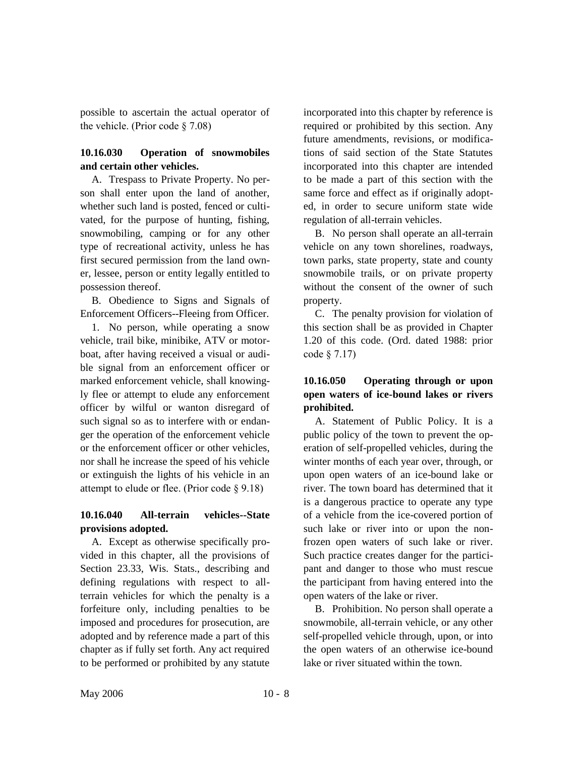possible to ascertain the actual operator of the vehicle. (Prior code § 7.08)

### 10.16.030 Operation of snowmobiles and certain other vehicles.

A. Trespass to Private Property. No person shall enter upon the land of another, whether such land is posted, fenced or cultivated, for the purpose of hunting, fishing, snowmobiling, camping or for any other type of recreational activity, unless he has first secured permission from the land owner, lessee, person or entity legally entitled to possession thereof.

B. Obedience to Signs and Signals of Enforcement Officers--Fleeing from Officer.

1. No person, while operating a snow vehicle, trail bike, minibike, ATV or motorboat, after having received a visual or audible signal from an enforcement officer or marked enforcement vehicle, shall knowingly flee or attempt to elude any enforcement officer by wilful or wanton disregard of such signal so as to interfere with or endanger the operation of the enforcement vehicle or the enforcement officer or other vehicles, nor shall he increase the speed of his vehicle or extinguish the lights of his vehicle in an attempt to elude or flee. (Prior code § 9.18)

### 10.16.040 All-terrain vehicles--State provisions adopted.

A. Except as otherwise specifically provided in this chapter, all the provisions of Section 23.33, Wis. Stats., describing and defining regulations with respect to all-terrain vehicles for which the penalty is a forfeiture only, including penalties to be imposed and procedures for prosecution, are adopted and by reference made a part of this chapter as if fully set forth. Any act required to be performed or prohibited by any statute incorporated into this chapter by reference is required or prohibited by this section. Any future amendments, revisions, or modifications of said section of the State Statutes incorporated into this chapter are intended to be made a part of this section with the same force and effect as if originally adopted, in order to secure uniform state wide regulation of all-terrain vehicles.

B. No person shall operate an all-terrain vehicle on any town shorelines, roadways, town parks, state property, state and county snowmobile trails, or on private property without the consent of the owner of such property.

C. The penalty provision for violation of this section shall be as provided in Chapter 1.20 of this code. (Ord. dated 1988: prior code § 7.17)

### 10.16.050 Operating through or upon open waters of ice-bound lakes or rivers prohibited.

A. Statement of Public Policy. It is a public policy of the town to prevent the operation of self-propelled vehicles, during the winter months of each year over, through, or upon open waters of an ice-bound lake or river. The town board has determined that it is a dangerous practice to operate any type of a vehicle from the ice-covered portion of such lake or river into or upon the non-frozen open waters of such lake or river. Such practice creates danger for the participant and danger to those who must rescue the participant from having entered into the open waters of the lake or river.

B. Prohibition. No person shall operate a snowmobile, all-terrain vehicle, or any other self-propelled vehicle through, upon, or into the open waters of an otherwise ice-bound lake or river situated within the town.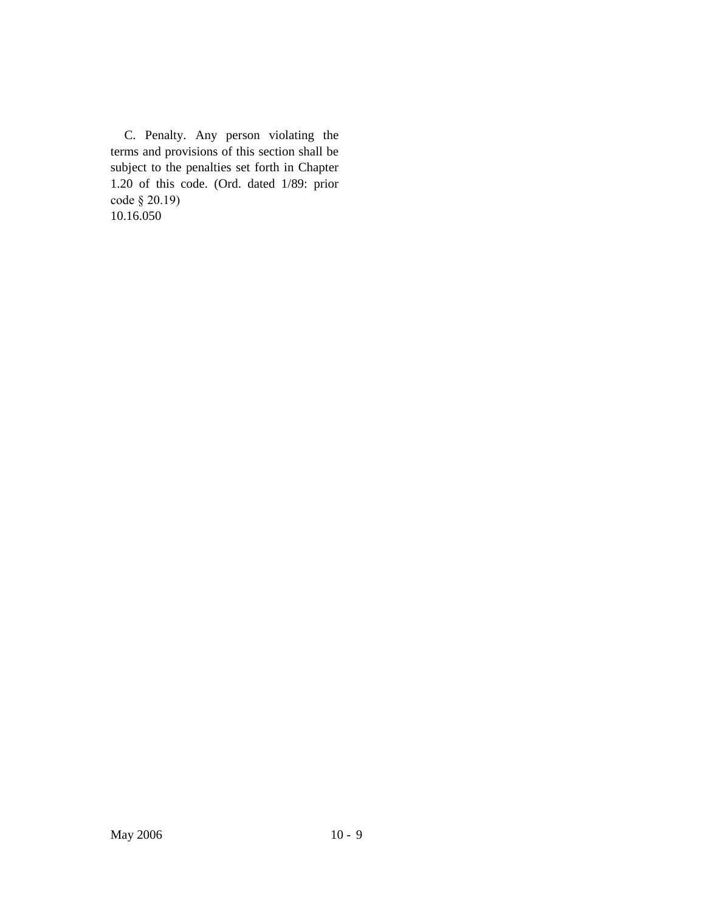C. Penalty. Any person violating the terms and provisions of this section shall be subject to the penalties set forth in Chapter 1.20 of this code. (Ord. dated 1/89: prior code § 20.19)

10.16.050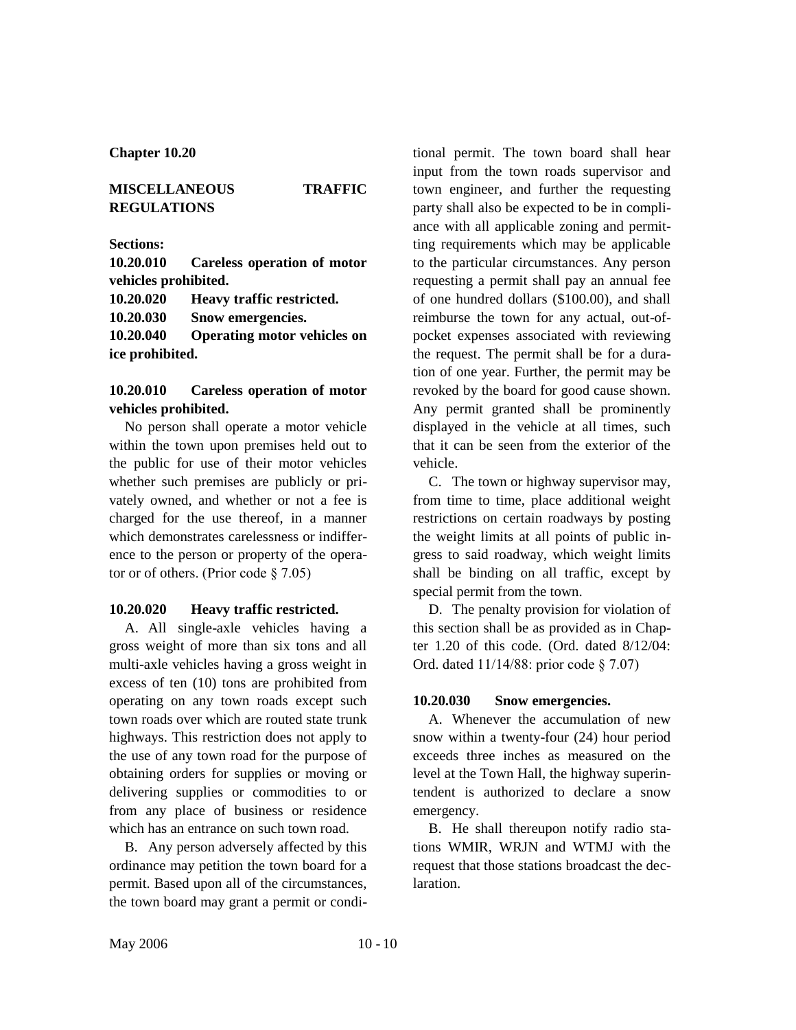## Chapter 10.20

## MISCELLANEOUS TRAFFIC REGULATIONS

**Sections:**

**10.20.010 Careless operation of motor vehicles prohibited.**
**10.20.020 Heavy traffic restricted.**
**10.20.030 Snow emergencies.**
**10.20.040 Operating motor vehicles on ice prohibited.**

### 10.20.010 Careless operation of motor vehicles prohibited.

No person shall operate a motor vehicle within the town upon premises held out to the public for use of their motor vehicles whether such premises are publicly or privately owned, and whether or not a fee is charged for the use thereof, in a manner which demonstrates carelessness or indifference to the person or property of the operator or of others. (Prior code § 7.05)

### 10.20.020 Heavy traffic restricted.

A. All single-axle vehicles having a gross weight of more than six tons and all multi-axle vehicles having a gross weight in excess of ten (10) tons are prohibited from operating on any town roads except such town roads over which are routed state trunk highways. This restriction does not apply to the use of any town road for the purpose of obtaining orders for supplies or moving or delivering supplies or commodities to or from any place of business or residence which has an entrance on such town road.

B. Any person adversely affected by this ordinance may petition the town board for a permit. Based upon all of the circumstances, the town board may grant a permit or conditional permit. The town board shall hear input from the town roads supervisor and town engineer, and further the requesting party shall also be expected to be in compliance with all applicable zoning and permitting requirements which may be applicable to the particular circumstances. Any person requesting a permit shall pay an annual fee of one hundred dollars ($100.00), and shall reimburse the town for any actual, out-of-pocket expenses associated with reviewing the request. The permit shall be for a duration of one year. Further, the permit may be revoked by the board for good cause shown. Any permit granted shall be prominently displayed in the vehicle at all times, such that it can be seen from the exterior of the vehicle.

C. The town or highway supervisor may, from time to time, place additional weight restrictions on certain roadways by posting the weight limits at all points of public ingress to said roadway, which weight limits shall be binding on all traffic, except by special permit from the town.

D. The penalty provision for violation of this section shall be as provided as in Chapter 1.20 of this code. (Ord. dated 8/12/04: Ord. dated 11/14/88: prior code § 7.07)

### 10.20.030 Snow emergencies.

A. Whenever the accumulation of new snow within a twenty-four (24) hour period exceeds three inches as measured on the level at the Town Hall, the highway superintendent is authorized to declare a snow emergency.

B. He shall thereupon notify radio stations WMIR, WRJN and WTMJ with the request that those stations broadcast the declaration.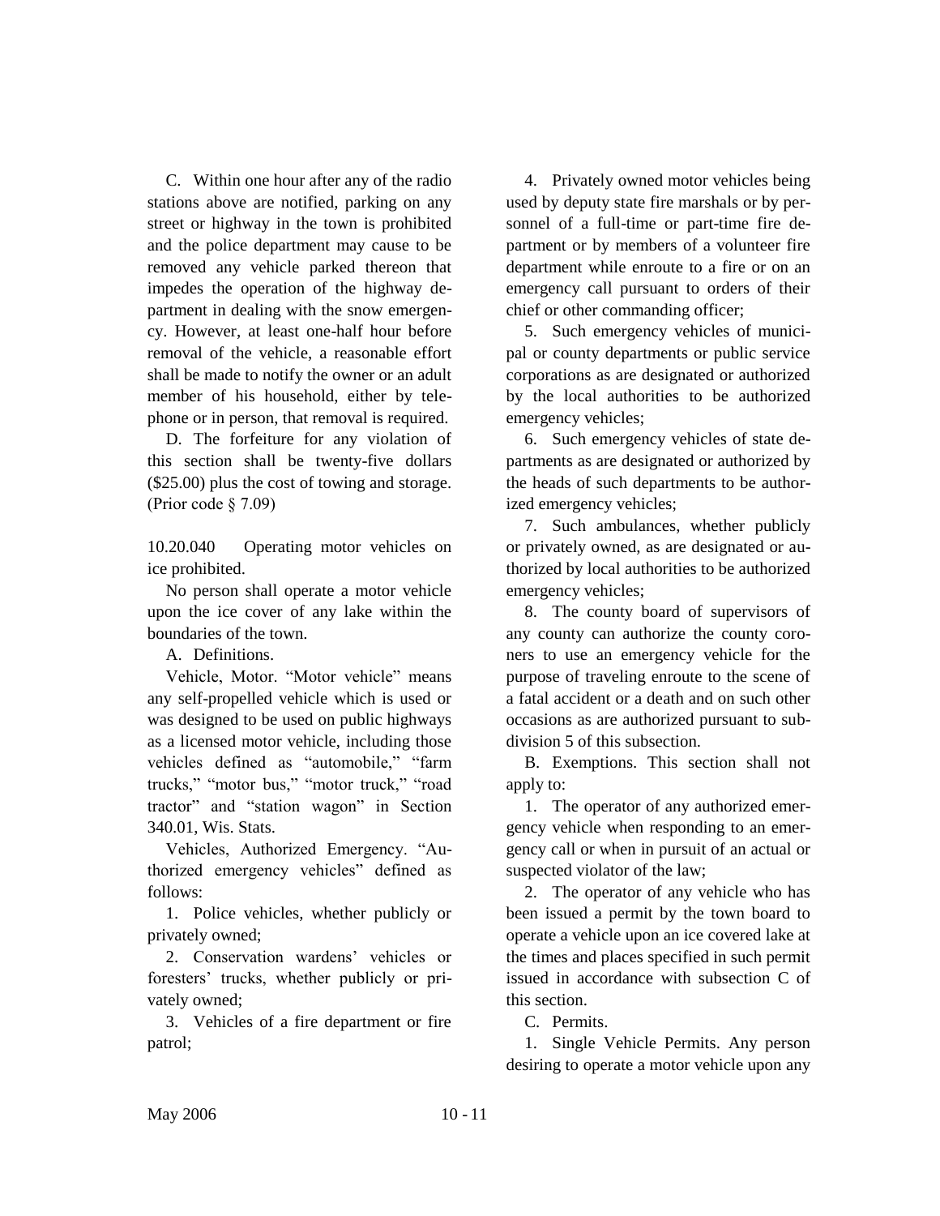C. Within one hour after any of the radio stations above are notified, parking on any street or highway in the town is prohibited and the police department may cause to be removed any vehicle parked thereon that impedes the operation of the highway department in dealing with the snow emergency. However, at least one-half hour before removal of the vehicle, a reasonable effort shall be made to notify the owner or an adult member of his household, either by telephone or in person, that removal is required.

D. The forfeiture for any violation of this section shall be twenty-five dollars ($25.00) plus the cost of towing and storage. (Prior code § 7.09)

10.20.040 Operating motor vehicles on ice prohibited.

No person shall operate a motor vehicle upon the ice cover of any lake within the boundaries of the town.

A. Definitions.

Vehicle, Motor. "Motor vehicle" means any self-propelled vehicle which is used or was designed to be used on public highways as a licensed motor vehicle, including those vehicles defined as "automobile," "farm trucks," "motor bus," "motor truck," "road tractor" and "station wagon" in Section 340.01, Wis. Stats.

Vehicles, Authorized Emergency. "Authorized emergency vehicles" defined as follows:

1. Police vehicles, whether publicly or privately owned;

2. Conservation wardens' vehicles or foresters' trucks, whether publicly or privately owned;

3. Vehicles of a fire department or fire patrol;

4. Privately owned motor vehicles being used by deputy state fire marshals or by personnel of a full-time or part-time fire department or by members of a volunteer fire department while enroute to a fire or on an emergency call pursuant to orders of their chief or other commanding officer;

5. Such emergency vehicles of municipal or county departments or public service corporations as are designated or authorized by the local authorities to be authorized emergency vehicles;

6. Such emergency vehicles of state departments as are designated or authorized by the heads of such departments to be authorized emergency vehicles;

7. Such ambulances, whether publicly or privately owned, as are designated or authorized by local authorities to be authorized emergency vehicles;

8. The county board of supervisors of any county can authorize the county coroners to use an emergency vehicle for the purpose of traveling enroute to the scene of a fatal accident or a death and on such other occasions as are authorized pursuant to subdivision 5 of this subsection.

B. Exemptions. This section shall not apply to:

1. The operator of any authorized emergency vehicle when responding to an emergency call or when in pursuit of an actual or suspected violator of the law;

2. The operator of any vehicle who has been issued a permit by the town board to operate a vehicle upon an ice covered lake at the times and places specified in such permit issued in accordance with subsection C of this section.

C. Permits.

1. Single Vehicle Permits. Any person desiring to operate a motor vehicle upon any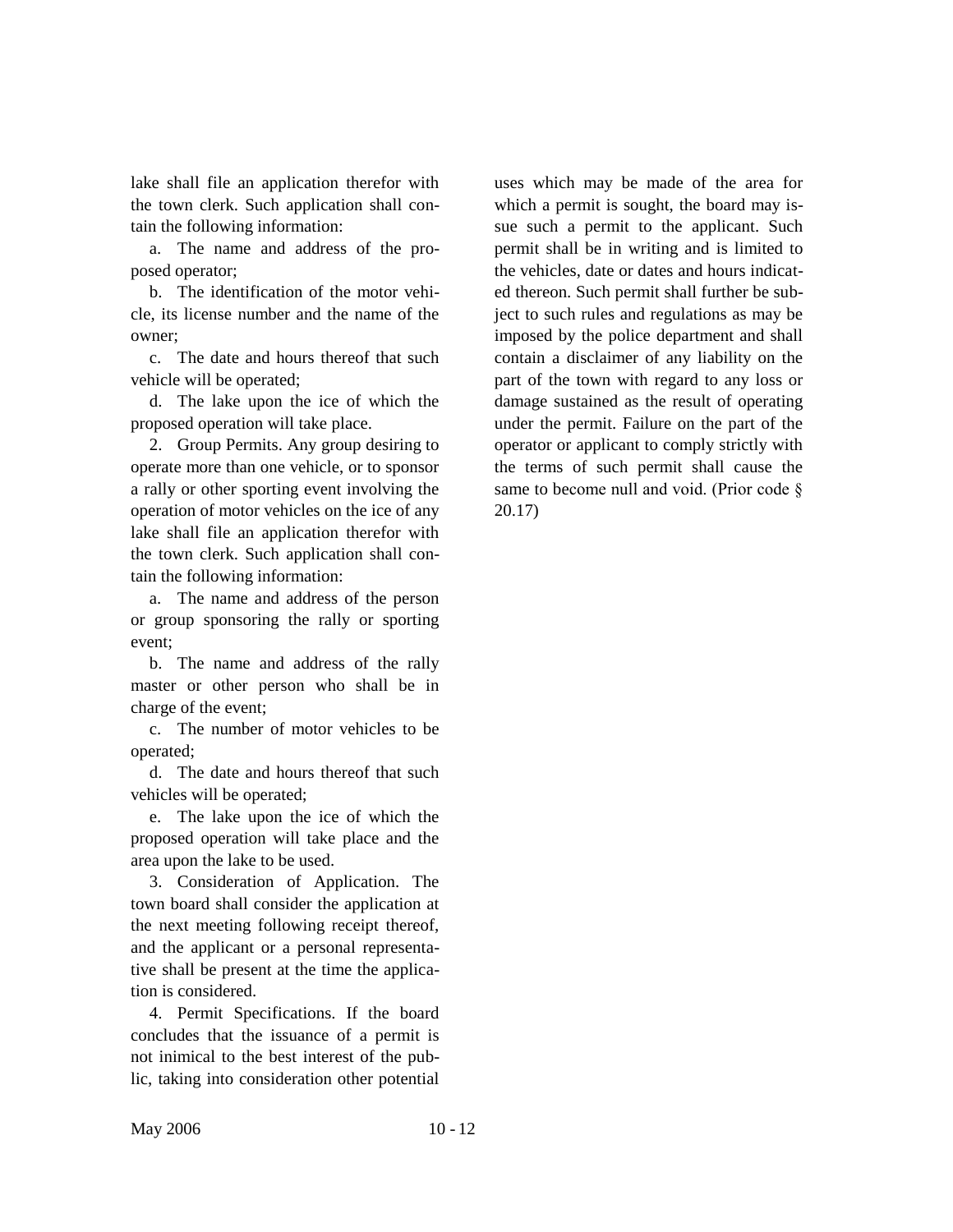lake shall file an application therefor with the town clerk. Such application shall contain the following information:

a. The name and address of the proposed operator;

b. The identification of the motor vehicle, its license number and the name of the owner;

c. The date and hours thereof that such vehicle will be operated;

d. The lake upon the ice of which the proposed operation will take place.

2. Group Permits. Any group desiring to operate more than one vehicle, or to sponsor a rally or other sporting event involving the operation of motor vehicles on the ice of any lake shall file an application therefor with the town clerk. Such application shall contain the following information:

a. The name and address of the person or group sponsoring the rally or sporting event;

b. The name and address of the rally master or other person who shall be in charge of the event;

c. The number of motor vehicles to be operated;

d. The date and hours thereof that such vehicles will be operated;

e. The lake upon the ice of which the proposed operation will take place and the area upon the lake to be used.

3. Consideration of Application. The town board shall consider the application at the next meeting following receipt thereof, and the applicant or a personal representative shall be present at the time the application is considered.

4. Permit Specifications. If the board concludes that the issuance of a permit is not inimical to the best interest of the public, taking into consideration other potential uses which may be made of the area for which a permit is sought, the board may issue such a permit to the applicant. Such permit shall be in writing and is limited to the vehicles, date or dates and hours indicated thereon. Such permit shall further be subject to such rules and regulations as may be imposed by the police department and shall contain a disclaimer of any liability on the part of the town with regard to any loss or damage sustained as the result of operating under the permit. Failure on the part of the operator or applicant to comply strictly with the terms of such permit shall cause the same to become null and void. (Prior code § 20.17)